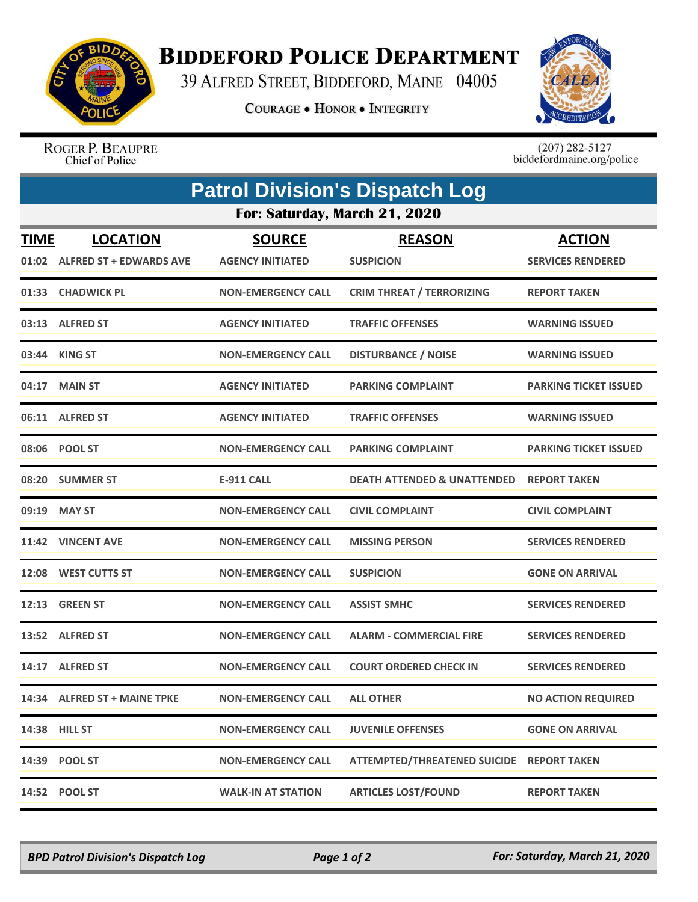# Biddeford Police Department

39 Alfred Street, Biddeford, Maine 04005

**Courage • Honor • Integrity**

Roger P. Beaupre
Chief of Police

(207) 282-5127
biddefordmaine.org/police

## Patrol Division's Dispatch Log

### For: Saturday, March 21, 2020

| TIME | LOCATION | SOURCE | REASON | ACTION |
|---|---|---|---|---|
| 01:02 | ALFRED ST + EDWARDS AVE | AGENCY INITIATED | SUSPICION | SERVICES RENDERED |
| 01:33 | CHADWICK PL | NON-EMERGENCY CALL | CRIM THREAT / TERRORIZING | REPORT TAKEN |
| 03:13 | ALFRED ST | AGENCY INITIATED | TRAFFIC OFFENSES | WARNING ISSUED |
| 03:44 | KING ST | NON-EMERGENCY CALL | DISTURBANCE / NOISE | WARNING ISSUED |
| 04:17 | MAIN ST | AGENCY INITIATED | PARKING COMPLAINT | PARKING TICKET ISSUED |
| 06:11 | ALFRED ST | AGENCY INITIATED | TRAFFIC OFFENSES | WARNING ISSUED |
| 08:06 | POOL ST | NON-EMERGENCY CALL | PARKING COMPLAINT | PARKING TICKET ISSUED |
| 08:20 | SUMMER ST | E-911 CALL | DEATH ATTENDED & UNATTENDED | REPORT TAKEN |
| 09:19 | MAY ST | NON-EMERGENCY CALL | CIVIL COMPLAINT | CIVIL COMPLAINT |
| 11:42 | VINCENT AVE | NON-EMERGENCY CALL | MISSING PERSON | SERVICES RENDERED |
| 12:08 | WEST CUTTS ST | NON-EMERGENCY CALL | SUSPICION | GONE ON ARRIVAL |
| 12:13 | GREEN ST | NON-EMERGENCY CALL | ASSIST SMHC | SERVICES RENDERED |
| 13:52 | ALFRED ST | NON-EMERGENCY CALL | ALARM - COMMERCIAL FIRE | SERVICES RENDERED |
| 14:17 | ALFRED ST | NON-EMERGENCY CALL | COURT ORDERED CHECK IN | SERVICES RENDERED |
| 14:34 | ALFRED ST + MAINE TPKE | NON-EMERGENCY CALL | ALL OTHER | NO ACTION REQUIRED |
| 14:38 | HILL ST | NON-EMERGENCY CALL | JUVENILE OFFENSES | GONE ON ARRIVAL |
| 14:39 | POOL ST | NON-EMERGENCY CALL | ATTEMPTED/THREATENED SUICIDE | REPORT TAKEN |
| 14:52 | POOL ST | WALK-IN AT STATION | ARTICLES LOST/FOUND | REPORT TAKEN |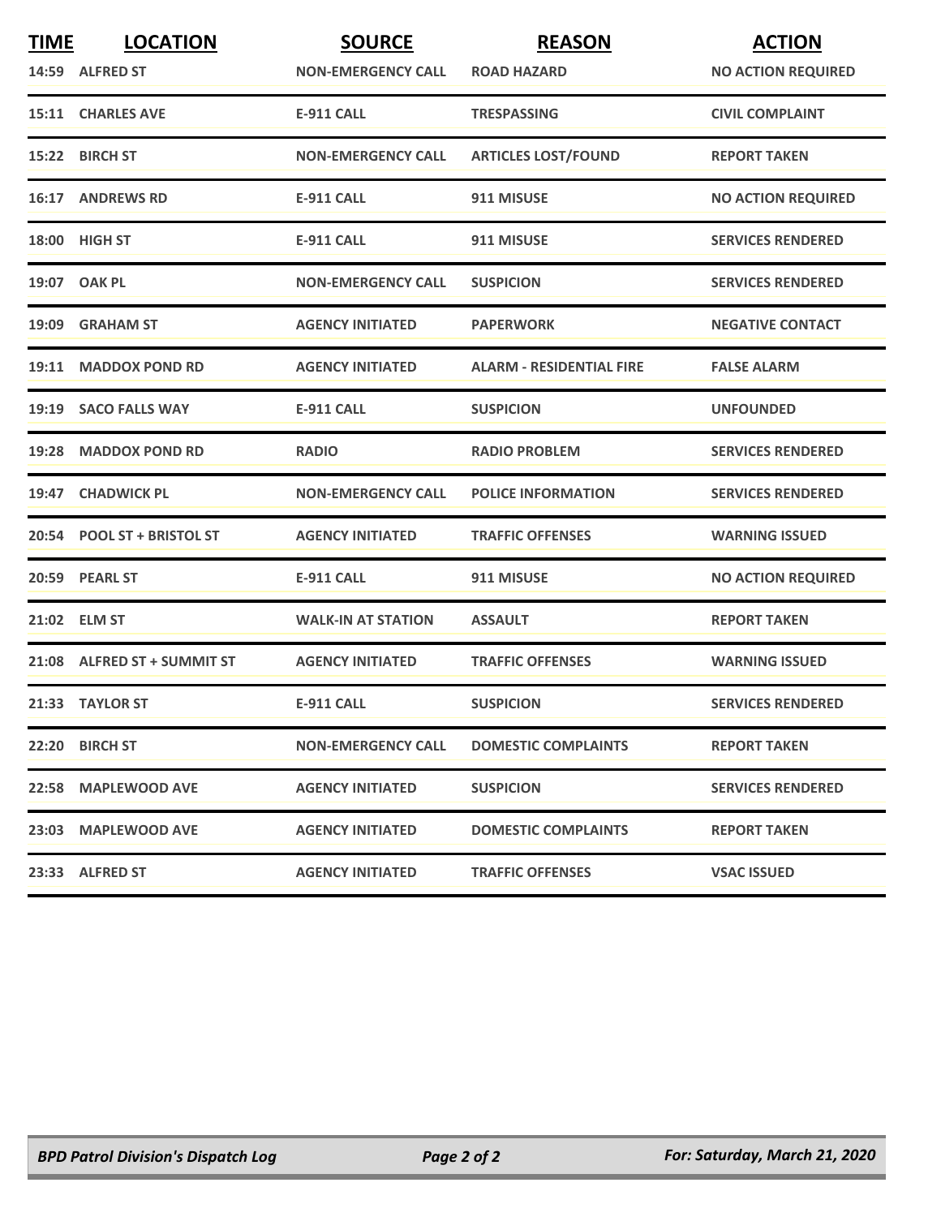| TIME | LOCATION | SOURCE | REASON | ACTION |
|---|---|---|---|---|
| 14:59 | ALFRED ST | NON-EMERGENCY CALL | ROAD HAZARD | NO ACTION REQUIRED |
| 15:11 | CHARLES AVE | E-911 CALL | TRESPASSING | CIVIL COMPLAINT |
| 15:22 | BIRCH ST | NON-EMERGENCY CALL | ARTICLES LOST/FOUND | REPORT TAKEN |
| 16:17 | ANDREWS RD | E-911 CALL | 911 MISUSE | NO ACTION REQUIRED |
| 18:00 | HIGH ST | E-911 CALL | 911 MISUSE | SERVICES RENDERED |
| 19:07 | OAK PL | NON-EMERGENCY CALL | SUSPICION | SERVICES RENDERED |
| 19:09 | GRAHAM ST | AGENCY INITIATED | PAPERWORK | NEGATIVE CONTACT |
| 19:11 | MADDOX POND RD | AGENCY INITIATED | ALARM - RESIDENTIAL FIRE | FALSE ALARM |
| 19:19 | SACO FALLS WAY | E-911 CALL | SUSPICION | UNFOUNDED |
| 19:28 | MADDOX POND RD | RADIO | RADIO PROBLEM | SERVICES RENDERED |
| 19:47 | CHADWICK PL | NON-EMERGENCY CALL | POLICE INFORMATION | SERVICES RENDERED |
| 20:54 | POOL ST + BRISTOL ST | AGENCY INITIATED | TRAFFIC OFFENSES | WARNING ISSUED |
| 20:59 | PEARL ST | E-911 CALL | 911 MISUSE | NO ACTION REQUIRED |
| 21:02 | ELM ST | WALK-IN AT STATION | ASSAULT | REPORT TAKEN |
| 21:08 | ALFRED ST + SUMMIT ST | AGENCY INITIATED | TRAFFIC OFFENSES | WARNING ISSUED |
| 21:33 | TAYLOR ST | E-911 CALL | SUSPICION | SERVICES RENDERED |
| 22:20 | BIRCH ST | NON-EMERGENCY CALL | DOMESTIC COMPLAINTS | REPORT TAKEN |
| 22:58 | MAPLEWOOD AVE | AGENCY INITIATED | SUSPICION | SERVICES RENDERED |
| 23:03 | MAPLEWOOD AVE | AGENCY INITIATED | DOMESTIC COMPLAINTS | REPORT TAKEN |
| 23:33 | ALFRED ST | AGENCY INITIATED | TRAFFIC OFFENSES | VSAC ISSUED |